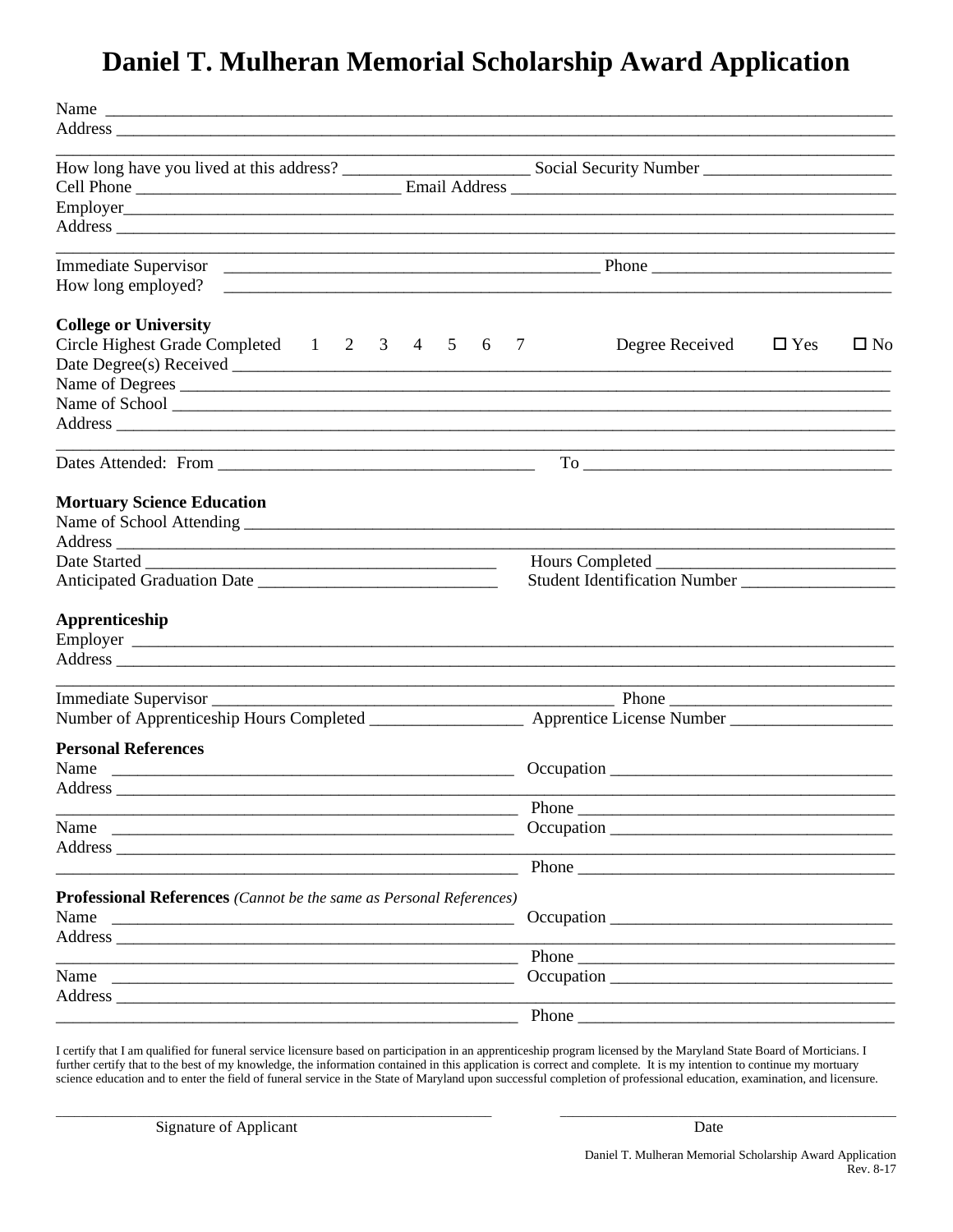# Daniel T. Mulheran Memorial Scholarship Award Application

Name ____________________________________________________________

Address __________________________________________________________

__________________________________________________________________

How long have you lived at this address? ______________________ Social Security Number ______________________

Cell Phone ______________________________ Email Address ______________________________

Employer__________________________________________________________

Address __________________________________________________________

__________________________________________________________________

Immediate Supervisor ____________________________________________ Phone ___________________________

How long employed? ______________________________________________________________

**College or University**

Circle Highest Grade Completed 1 2 3 4 5 6 7 Degree Received ☐ Yes ☐ No

Date Degree(s) Received ____________________________________________

Name of Degrees __________________________________________________

Name of School ___________________________________________________

Address __________________________________________________________

__________________________________________________________________

Dates Attended: From ____________________________________ To ____________________________________

**Mortuary Science Education**

Name of School Attending ___________________________________________

Address __________________________________________________________

Date Started __________________________________________ Hours Completed ___________________________

Anticipated Graduation Date ___________________________ Student Identification Number _________________

**Apprenticeship**

Employer _________________________________________________________

Address __________________________________________________________

__________________________________________________________________

Immediate Supervisor ______________________________________________ Phone __________________________

Number of Apprenticeship Hours Completed _________________ Apprentice License Number ___________________

**Personal References**

Name ______________________________________________ Occupation ________________________________

Address __________________________________________________________

______________________________________________________ Phone ____________________________________

Name ______________________________________________ Occupation ________________________________

Address __________________________________________________________

______________________________________________________ Phone ____________________________________

**Professional References** *(Cannot be the same as Personal References)*

Name ______________________________________________ Occupation ________________________________

Address __________________________________________________________

______________________________________________________ Phone ____________________________________

Name ______________________________________________ Occupation ________________________________

Address __________________________________________________________

______________________________________________________ Phone ____________________________________

I certify that I am qualified for funeral service licensure based on participation in an apprenticeship program licensed by the Maryland State Board of Morticians. I further certify that to the best of my knowledge, the information contained in this application is correct and complete. It is my intention to continue my mortuary science education and to enter the field of funeral service in the State of Maryland upon successful completion of professional education, examination, and licensure.

______________________________________________ ______________________________________________

Signature of Applicant Date

Daniel T. Mulheran Memorial Scholarship Award Application
Rev. 8-17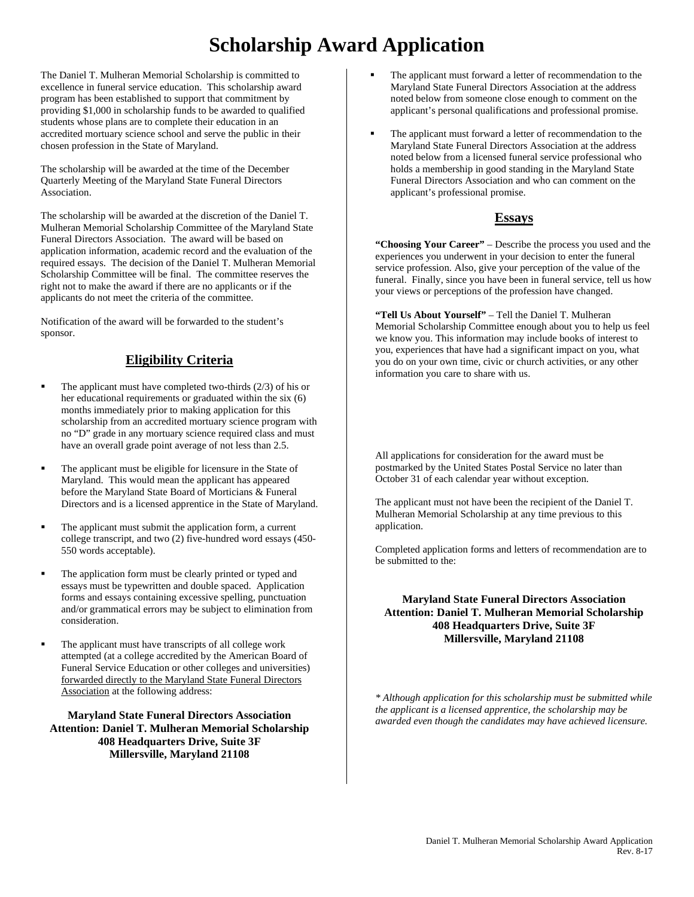# Scholarship Award Application

The Daniel T. Mulheran Memorial Scholarship is committed to excellence in funeral service education. This scholarship award program has been established to support that commitment by providing $1,000 in scholarship funds to be awarded to qualified students whose plans are to complete their education in an accredited mortuary science school and serve the public in their chosen profession in the State of Maryland.

The scholarship will be awarded at the time of the December Quarterly Meeting of the Maryland State Funeral Directors Association.

The scholarship will be awarded at the discretion of the Daniel T. Mulheran Memorial Scholarship Committee of the Maryland State Funeral Directors Association. The award will be based on application information, academic record and the evaluation of the required essays. The decision of the Daniel T. Mulheran Memorial Scholarship Committee will be final. The committee reserves the right not to make the award if there are no applicants or if the applicants do not meet the criteria of the committee.

Notification of the award will be forwarded to the student's sponsor.

## Eligibility Criteria

- The applicant must have completed two-thirds (2/3) of his or her educational requirements or graduated within the six (6) months immediately prior to making application for this scholarship from an accredited mortuary science program with no "D" grade in any mortuary science required class and must have an overall grade point average of not less than 2.5.
- The applicant must be eligible for licensure in the State of Maryland. This would mean the applicant has appeared before the Maryland State Board of Morticians & Funeral Directors and is a licensed apprentice in the State of Maryland.
- The applicant must submit the application form, a current college transcript, and two (2) five-hundred word essays (450-550 words acceptable).
- The application form must be clearly printed or typed and essays must be typewritten and double spaced. Application forms and essays containing excessive spelling, punctuation and/or grammatical errors may be subject to elimination from consideration.
- The applicant must have transcripts of all college work attempted (at a college accredited by the American Board of Funeral Service Education or other colleges and universities) forwarded directly to the Maryland State Funeral Directors Association at the following address:

**Maryland State Funeral Directors Association**
**Attention: Daniel T. Mulheran Memorial Scholarship**
**408 Headquarters Drive, Suite 3F**
**Millersville, Maryland 21108**

- The applicant must forward a letter of recommendation to the Maryland State Funeral Directors Association at the address noted below from someone close enough to comment on the applicant's personal qualifications and professional promise.
- The applicant must forward a letter of recommendation to the Maryland State Funeral Directors Association at the address noted below from a licensed funeral service professional who holds a membership in good standing in the Maryland State Funeral Directors Association and who can comment on the applicant's professional promise.

## Essays

**"Choosing Your Career"** – Describe the process you used and the experiences you underwent in your decision to enter the funeral service profession. Also, give your perception of the value of the funeral. Finally, since you have been in funeral service, tell us how your views or perceptions of the profession have changed.

**"Tell Us About Yourself"** – Tell the Daniel T. Mulheran Memorial Scholarship Committee enough about you to help us feel we know you. This information may include books of interest to you, experiences that have had a significant impact on you, what you do on your own time, civic or church activities, or any other information you care to share with us.

All applications for consideration for the award must be postmarked by the United States Postal Service no later than October 31 of each calendar year without exception.

The applicant must not have been the recipient of the Daniel T. Mulheran Memorial Scholarship at any time previous to this application.

Completed application forms and letters of recommendation are to be submitted to the:

**Maryland State Funeral Directors Association**
**Attention: Daniel T. Mulheran Memorial Scholarship**
**408 Headquarters Drive, Suite 3F**
**Millersville, Maryland 21108**

*\* Although application for this scholarship must be submitted while the applicant is a licensed apprentice, the scholarship may be awarded even though the candidates may have achieved licensure.*

Daniel T. Mulheran Memorial Scholarship Award Application
Rev. 8-17